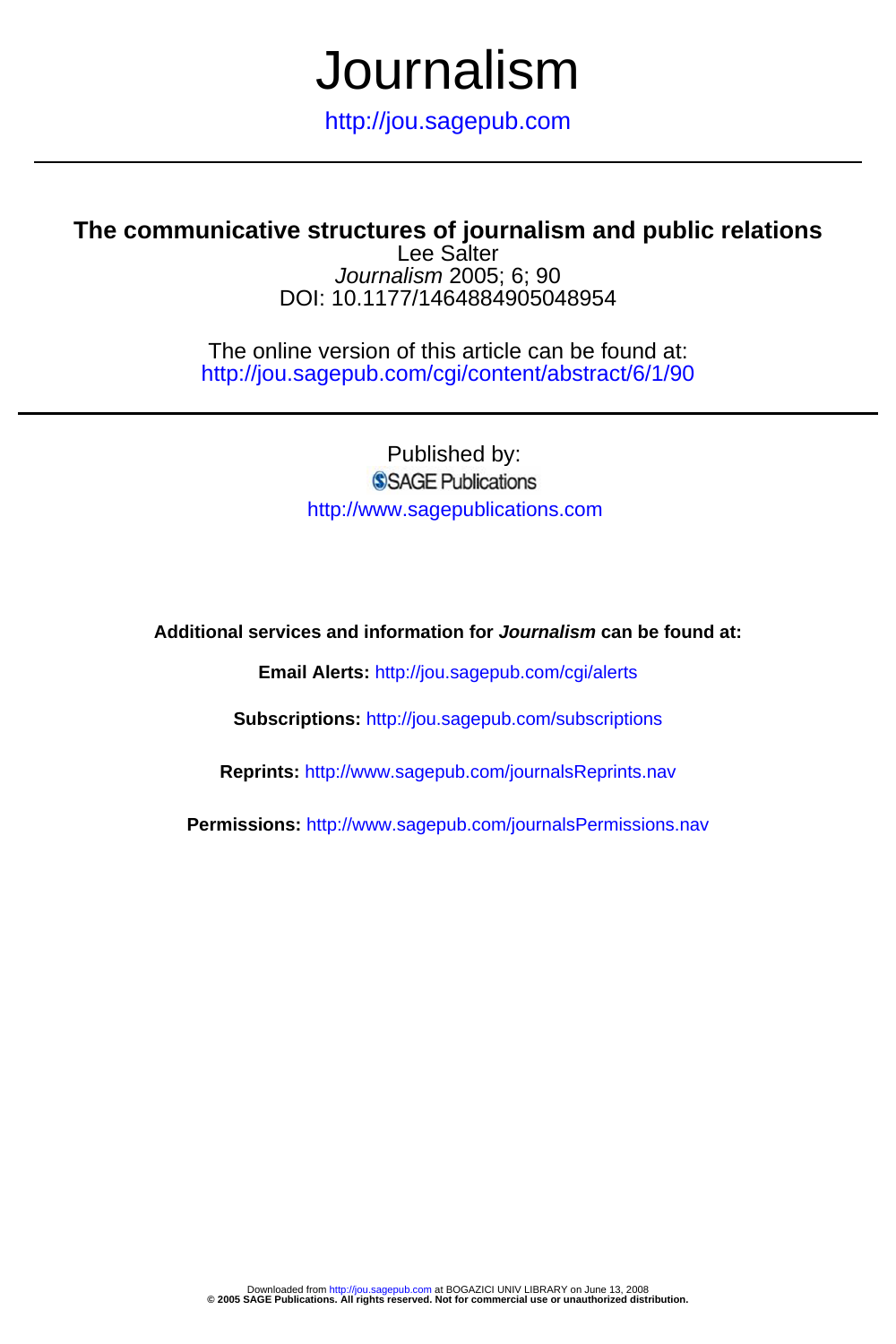# Journalism

http://jou.sagepub.com

---

## The communicative structures of journalism and public relations

Lee Salter

*Journalism* 2005; 6; 90

DOI: 10.1177/1464884905048954

The online version of this article can be found at:
http://jou.sagepub.com/cgi/content/abstract/6/1/90

---

Published by:

SAGE Publications

http://www.sagepublications.com

**Additional services and information for *Journalism* can be found at:**

**Email Alerts:** http://jou.sagepub.com/cgi/alerts

**Subscriptions:** http://jou.sagepub.com/subscriptions

**Reprints:** http://www.sagepub.com/journalsReprints.nav

**Permissions:** http://www.sagepub.com/journalsPermissions.nav

Downloaded from http://jou.sagepub.com at BOGAZICI UNIV LIBRARY on June 13, 2008
**© 2005 SAGE Publications. All rights reserved. Not for commercial use or unauthorized distribution.**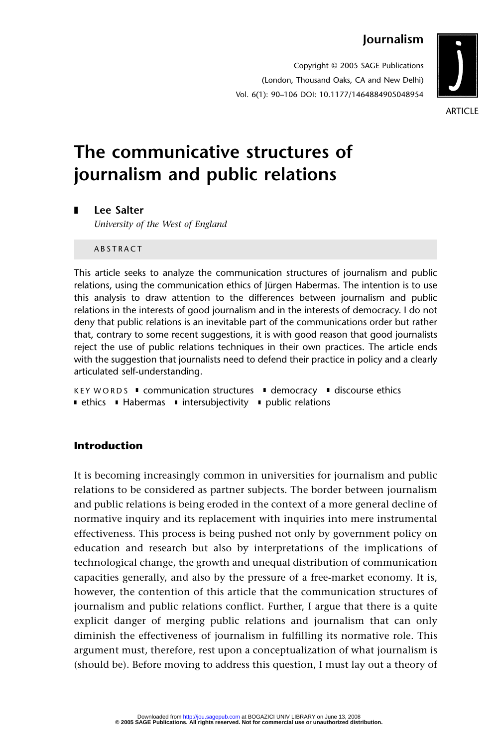# The communicative structures of journalism and public relations

**Lee Salter**
*University of the West of England*

ABSTRACT

This article seeks to analyze the communication structures of journalism and public relations, using the communication ethics of Jürgen Habermas. The intention is to use this analysis to draw attention to the differences between journalism and public relations in the interests of good journalism and in the interests of democracy. I do not deny that public relations is an inevitable part of the communications order but rather that, contrary to some recent suggestions, it is with good reason that good journalists reject the use of public relations techniques in their own practices. The article ends with the suggestion that journalists need to defend their practice in policy and a clearly articulated self-understanding.

KEY WORDS ▪ communication structures ▪ democracy ▪ discourse ethics ▪ ethics ▪ Habermas ▪ intersubjectivity ▪ public relations

## Introduction

It is becoming increasingly common in universities for journalism and public relations to be considered as partner subjects. The border between journalism and public relations is being eroded in the context of a more general decline of normative inquiry and its replacement with inquiries into mere instrumental effectiveness. This process is being pushed not only by government policy on education and research but also by interpretations of the implications of technological change, the growth and unequal distribution of communication capacities generally, and also by the pressure of a free-market economy. It is, however, the contention of this article that the communication structures of journalism and public relations conflict. Further, I argue that there is a quite explicit danger of merging public relations and journalism that can only diminish the effectiveness of journalism in fulfilling its normative role. This argument must, therefore, rest upon a conceptualization of what journalism is (should be). Before moving to address this question, I must lay out a theory of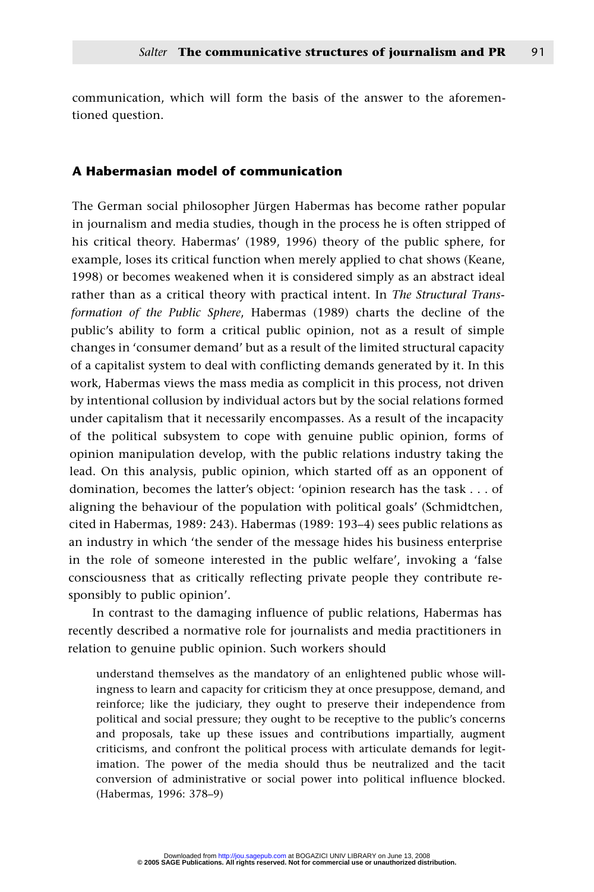communication, which will form the basis of the answer to the aforementioned question.

## A Habermasian model of communication

The German social philosopher Jürgen Habermas has become rather popular in journalism and media studies, though in the process he is often stripped of his critical theory. Habermas' (1989, 1996) theory of the public sphere, for example, loses its critical function when merely applied to chat shows (Keane, 1998) or becomes weakened when it is considered simply as an abstract ideal rather than as a critical theory with practical intent. In *The Structural Transformation of the Public Sphere*, Habermas (1989) charts the decline of the public's ability to form a critical public opinion, not as a result of simple changes in 'consumer demand' but as a result of the limited structural capacity of a capitalist system to deal with conflicting demands generated by it. In this work, Habermas views the mass media as complicit in this process, not driven by intentional collusion by individual actors but by the social relations formed under capitalism that it necessarily encompasses. As a result of the incapacity of the political subsystem to cope with genuine public opinion, forms of opinion manipulation develop, with the public relations industry taking the lead. On this analysis, public opinion, which started off as an opponent of domination, becomes the latter's object: 'opinion research has the task . . . of aligning the behaviour of the population with political goals' (Schmidtchen, cited in Habermas, 1989: 243). Habermas (1989: 193–4) sees public relations as an industry in which 'the sender of the message hides his business enterprise in the role of someone interested in the public welfare', invoking a 'false consciousness that as critically reflecting private people they contribute responsibly to public opinion'.

In contrast to the damaging influence of public relations, Habermas has recently described a normative role for journalists and media practitioners in relation to genuine public opinion. Such workers should

> understand themselves as the mandatory of an enlightened public whose willingness to learn and capacity for criticism they at once presuppose, demand, and reinforce; like the judiciary, they ought to preserve their independence from political and social pressure; they ought to be receptive to the public's concerns and proposals, take up these issues and contributions impartially, augment criticisms, and confront the political process with articulate demands for legitimation. The power of the media should thus be neutralized and the tacit conversion of administrative or social power into political influence blocked. (Habermas, 1996: 378–9)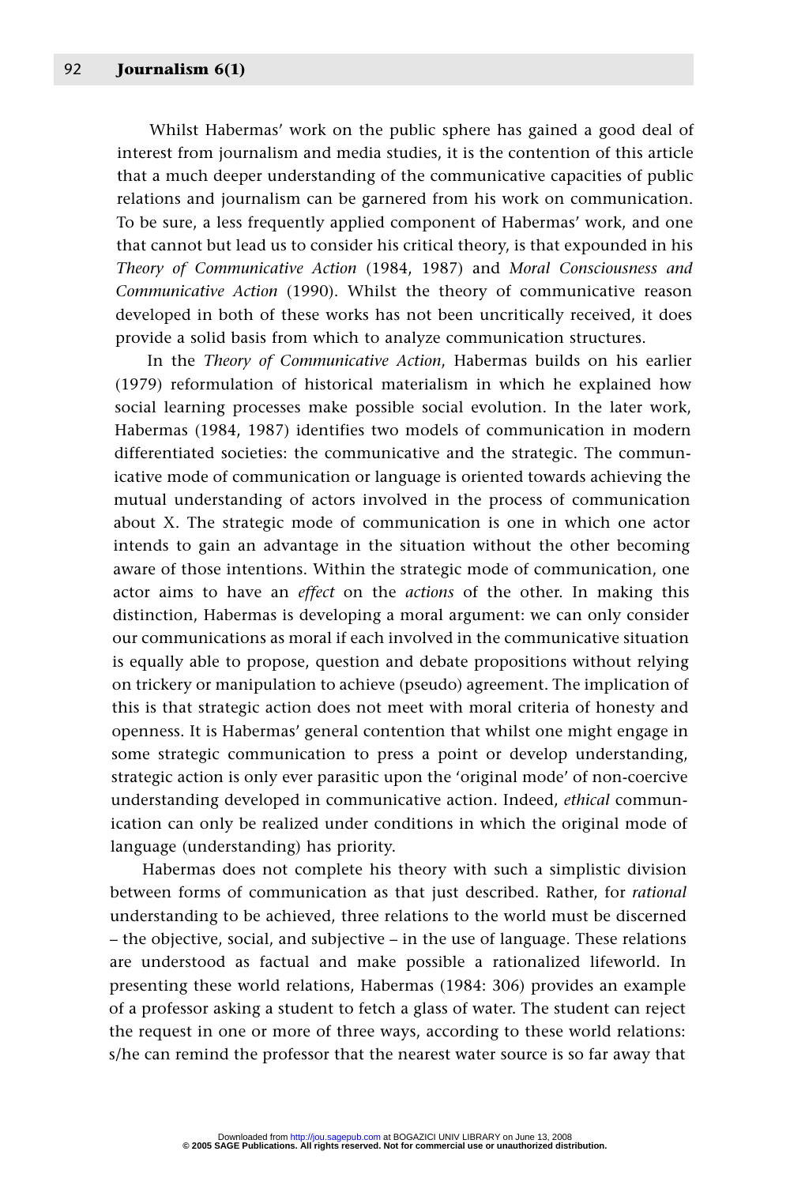Whilst Habermas' work on the public sphere has gained a good deal of interest from journalism and media studies, it is the contention of this article that a much deeper understanding of the communicative capacities of public relations and journalism can be garnered from his work on communication. To be sure, a less frequently applied component of Habermas' work, and one that cannot but lead us to consider his critical theory, is that expounded in his *Theory of Communicative Action* (1984, 1987) and *Moral Consciousness and Communicative Action* (1990). Whilst the theory of communicative reason developed in both of these works has not been uncritically received, it does provide a solid basis from which to analyze communication structures.

In the *Theory of Communicative Action*, Habermas builds on his earlier (1979) reformulation of historical materialism in which he explained how social learning processes make possible social evolution. In the later work, Habermas (1984, 1987) identifies two models of communication in modern differentiated societies: the communicative and the strategic. The communicative mode of communication or language is oriented towards achieving the mutual understanding of actors involved in the process of communication about X. The strategic mode of communication is one in which one actor intends to gain an advantage in the situation without the other becoming aware of those intentions. Within the strategic mode of communication, one actor aims to have an *effect* on the *actions* of the other. In making this distinction, Habermas is developing a moral argument: we can only consider our communications as moral if each involved in the communicative situation is equally able to propose, question and debate propositions without relying on trickery or manipulation to achieve (pseudo) agreement. The implication of this is that strategic action does not meet with moral criteria of honesty and openness. It is Habermas' general contention that whilst one might engage in some strategic communication to press a point or develop understanding, strategic action is only ever parasitic upon the 'original mode' of non-coercive understanding developed in communicative action. Indeed, *ethical* communication can only be realized under conditions in which the original mode of language (understanding) has priority.

Habermas does not complete his theory with such a simplistic division between forms of communication as that just described. Rather, for *rational* understanding to be achieved, three relations to the world must be discerned – the objective, social, and subjective – in the use of language. These relations are understood as factual and make possible a rationalized lifeworld. In presenting these world relations, Habermas (1984: 306) provides an example of a professor asking a student to fetch a glass of water. The student can reject the request in one or more of three ways, according to these world relations: s/he can remind the professor that the nearest water source is so far away that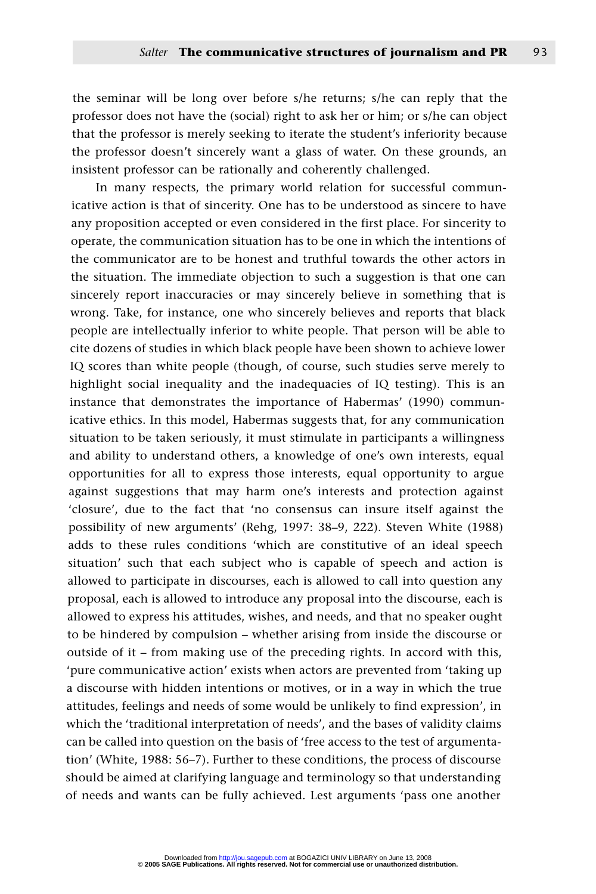the seminar will be long over before s/he returns; s/he can reply that the professor does not have the (social) right to ask her or him; or s/he can object that the professor is merely seeking to iterate the student's inferiority because the professor doesn't sincerely want a glass of water. On these grounds, an insistent professor can be rationally and coherently challenged.

In many respects, the primary world relation for successful communicative action is that of sincerity. One has to be understood as sincere to have any proposition accepted or even considered in the first place. For sincerity to operate, the communication situation has to be one in which the intentions of the communicator are to be honest and truthful towards the other actors in the situation. The immediate objection to such a suggestion is that one can sincerely report inaccuracies or may sincerely believe in something that is wrong. Take, for instance, one who sincerely believes and reports that black people are intellectually inferior to white people. That person will be able to cite dozens of studies in which black people have been shown to achieve lower IQ scores than white people (though, of course, such studies serve merely to highlight social inequality and the inadequacies of IQ testing). This is an instance that demonstrates the importance of Habermas' (1990) communicative ethics. In this model, Habermas suggests that, for any communication situation to be taken seriously, it must stimulate in participants a willingness and ability to understand others, a knowledge of one's own interests, equal opportunities for all to express those interests, equal opportunity to argue against suggestions that may harm one's interests and protection against 'closure', due to the fact that 'no consensus can insure itself against the possibility of new arguments' (Rehg, 1997: 38–9, 222). Steven White (1988) adds to these rules conditions 'which are constitutive of an ideal speech situation' such that each subject who is capable of speech and action is allowed to participate in discourses, each is allowed to call into question any proposal, each is allowed to introduce any proposal into the discourse, each is allowed to express his attitudes, wishes, and needs, and that no speaker ought to be hindered by compulsion – whether arising from inside the discourse or outside of it – from making use of the preceding rights. In accord with this, 'pure communicative action' exists when actors are prevented from 'taking up a discourse with hidden intentions or motives, or in a way in which the true attitudes, feelings and needs of some would be unlikely to find expression', in which the 'traditional interpretation of needs', and the bases of validity claims can be called into question on the basis of 'free access to the test of argumentation' (White, 1988: 56–7). Further to these conditions, the process of discourse should be aimed at clarifying language and terminology so that understanding of needs and wants can be fully achieved. Lest arguments 'pass one another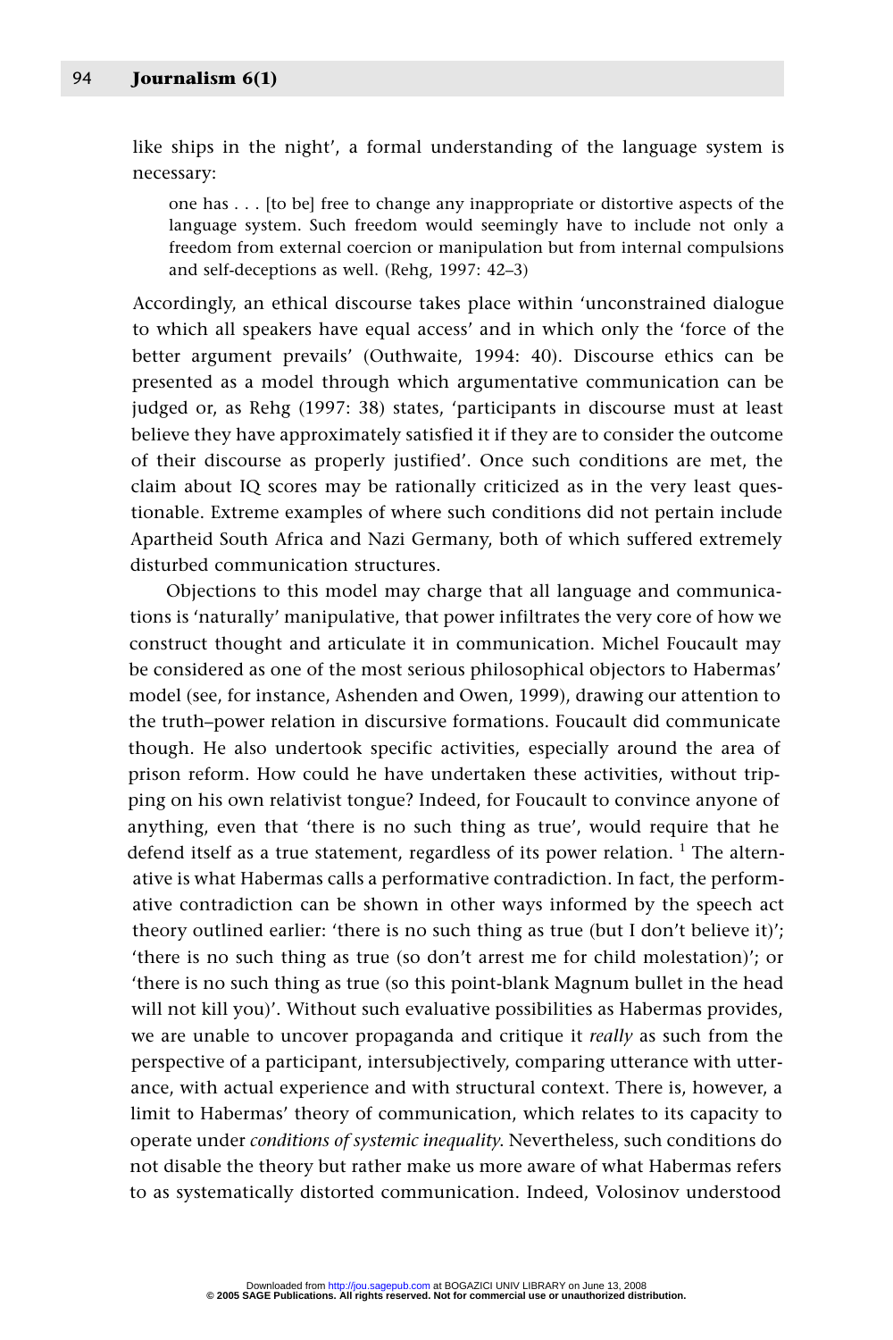like ships in the night', a formal understanding of the language system is necessary:

> one has . . . [to be] free to change any inappropriate or distortive aspects of the language system. Such freedom would seemingly have to include not only a freedom from external coercion or manipulation but from internal compulsions and self-deceptions as well. (Rehg, 1997: 42–3)

Accordingly, an ethical discourse takes place within 'unconstrained dialogue to which all speakers have equal access' and in which only the 'force of the better argument prevails' (Outhwaite, 1994: 40). Discourse ethics can be presented as a model through which argumentative communication can be judged or, as Rehg (1997: 38) states, 'participants in discourse must at least believe they have approximately satisfied it if they are to consider the outcome of their discourse as properly justified'. Once such conditions are met, the claim about IQ scores may be rationally criticized as in the very least questionable. Extreme examples of where such conditions did not pertain include Apartheid South Africa and Nazi Germany, both of which suffered extremely disturbed communication structures.

Objections to this model may charge that all language and communications is 'naturally' manipulative, that power infiltrates the very core of how we construct thought and articulate it in communication. Michel Foucault may be considered as one of the most serious philosophical objectors to Habermas' model (see, for instance, Ashenden and Owen, 1999), drawing our attention to the truth–power relation in discursive formations. Foucault did communicate though. He also undertook specific activities, especially around the area of prison reform. How could he have undertaken these activities, without tripping on his own relativist tongue? Indeed, for Foucault to convince anyone of anything, even that 'there is no such thing as true', would require that he defend itself as a true statement, regardless of its power relation. [1] The alternative is what Habermas calls a performative contradiction. In fact, the performative contradiction can be shown in other ways informed by the speech act theory outlined earlier: 'there is no such thing as true (but I don't believe it)'; 'there is no such thing as true (so don't arrest me for child molestation)'; or 'there is no such thing as true (so this point-blank Magnum bullet in the head will not kill you)'. Without such evaluative possibilities as Habermas provides, we are unable to uncover propaganda and critique it *really* as such from the perspective of a participant, intersubjectively, comparing utterance with utterance, with actual experience and with structural context. There is, however, a limit to Habermas' theory of communication, which relates to its capacity to operate under *conditions of systemic inequality*. Nevertheless, such conditions do not disable the theory but rather make us more aware of what Habermas refers to as systematically distorted communication. Indeed, Volosinov understood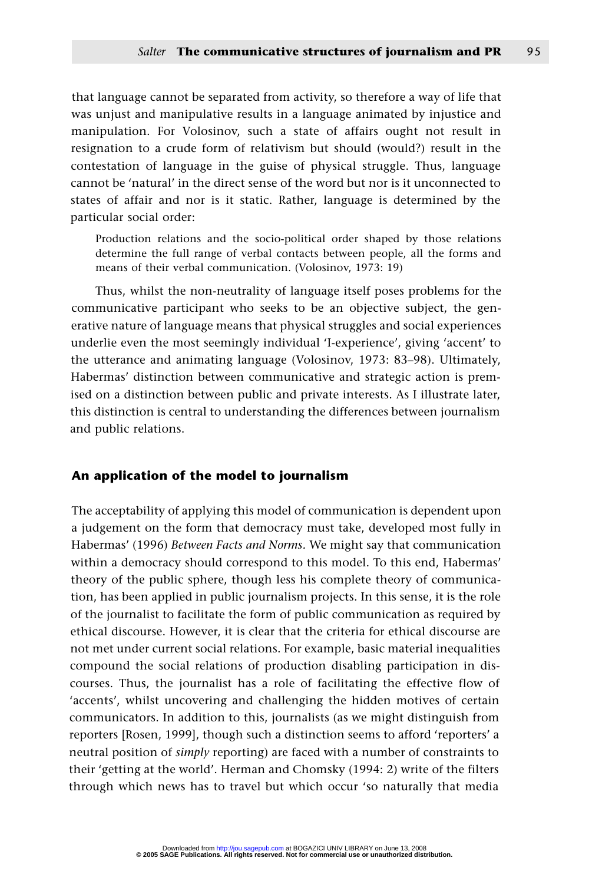that language cannot be separated from activity, so therefore a way of life that was unjust and manipulative results in a language animated by injustice and manipulation. For Volosinov, such a state of affairs ought not result in resignation to a crude form of relativism but should (would?) result in the contestation of language in the guise of physical struggle. Thus, language cannot be 'natural' in the direct sense of the word but nor is it unconnected to states of affair and nor is it static. Rather, language is determined by the particular social order:

> Production relations and the socio-political order shaped by those relations determine the full range of verbal contacts between people, all the forms and means of their verbal communication. (Volosinov, 1973: 19)

Thus, whilst the non-neutrality of language itself poses problems for the communicative participant who seeks to be an objective subject, the generative nature of language means that physical struggles and social experiences underlie even the most seemingly individual 'I-experience', giving 'accent' to the utterance and animating language (Volosinov, 1973: 83–98). Ultimately, Habermas' distinction between communicative and strategic action is premised on a distinction between public and private interests. As I illustrate later, this distinction is central to understanding the differences between journalism and public relations.

## An application of the model to journalism

The acceptability of applying this model of communication is dependent upon a judgement on the form that democracy must take, developed most fully in Habermas' (1996) *Between Facts and Norms*. We might say that communication within a democracy should correspond to this model. To this end, Habermas' theory of the public sphere, though less his complete theory of communication, has been applied in public journalism projects. In this sense, it is the role of the journalist to facilitate the form of public communication as required by ethical discourse. However, it is clear that the criteria for ethical discourse are not met under current social relations. For example, basic material inequalities compound the social relations of production disabling participation in discourses. Thus, the journalist has a role of facilitating the effective flow of 'accents', whilst uncovering and challenging the hidden motives of certain communicators. In addition to this, journalists (as we might distinguish from reporters [Rosen, 1999], though such a distinction seems to afford 'reporters' a neutral position of *simply* reporting) are faced with a number of constraints to their 'getting at the world'. Herman and Chomsky (1994: 2) write of the filters through which news has to travel but which occur 'so naturally that media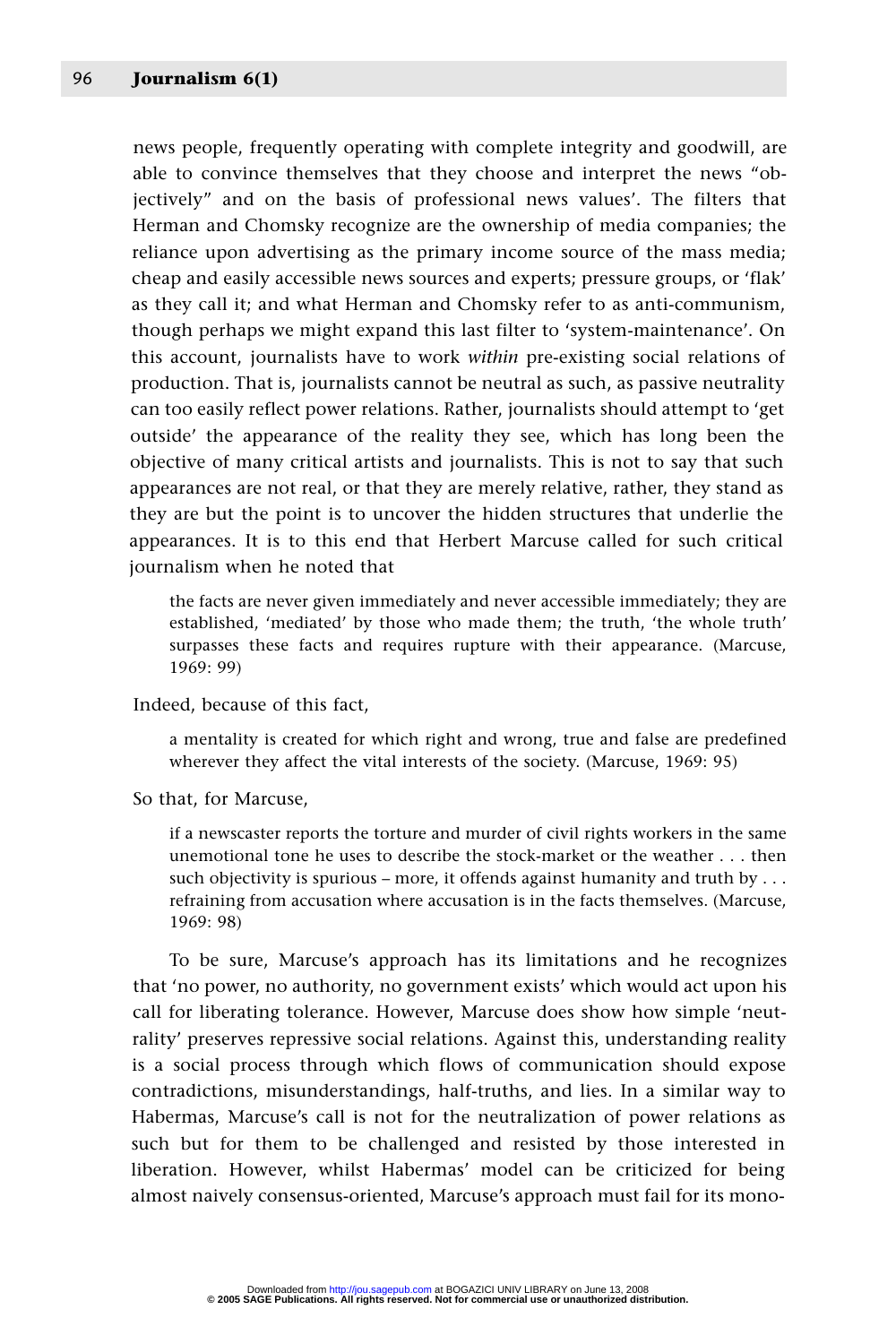news people, frequently operating with complete integrity and goodwill, are able to convince themselves that they choose and interpret the news "objectively" and on the basis of professional news values'. The filters that Herman and Chomsky recognize are the ownership of media companies; the reliance upon advertising as the primary income source of the mass media; cheap and easily accessible news sources and experts; pressure groups, or 'flak' as they call it; and what Herman and Chomsky refer to as anti-communism, though perhaps we might expand this last filter to 'system-maintenance'. On this account, journalists have to work *within* pre-existing social relations of production. That is, journalists cannot be neutral as such, as passive neutrality can too easily reflect power relations. Rather, journalists should attempt to 'get outside' the appearance of the reality they see, which has long been the objective of many critical artists and journalists. This is not to say that such appearances are not real, or that they are merely relative, rather, they stand as they are but the point is to uncover the hidden structures that underlie the appearances. It is to this end that Herbert Marcuse called for such critical journalism when he noted that

> the facts are never given immediately and never accessible immediately; they are established, 'mediated' by those who made them; the truth, 'the whole truth' surpasses these facts and requires rupture with their appearance. (Marcuse, 1969: 99)

Indeed, because of this fact,

> a mentality is created for which right and wrong, true and false are predefined wherever they affect the vital interests of the society. (Marcuse, 1969: 95)

So that, for Marcuse,

> if a newscaster reports the torture and murder of civil rights workers in the same unemotional tone he uses to describe the stock-market or the weather . . . then such objectivity is spurious – more, it offends against humanity and truth by . . . refraining from accusation where accusation is in the facts themselves. (Marcuse, 1969: 98)

To be sure, Marcuse's approach has its limitations and he recognizes that 'no power, no authority, no government exists' which would act upon his call for liberating tolerance. However, Marcuse does show how simple 'neutrality' preserves repressive social relations. Against this, understanding reality is a social process through which flows of communication should expose contradictions, misunderstandings, half-truths, and lies. In a similar way to Habermas, Marcuse's call is not for the neutralization of power relations as such but for them to be challenged and resisted by those interested in liberation. However, whilst Habermas' model can be criticized for being almost naively consensus-oriented, Marcuse's approach must fail for its mono-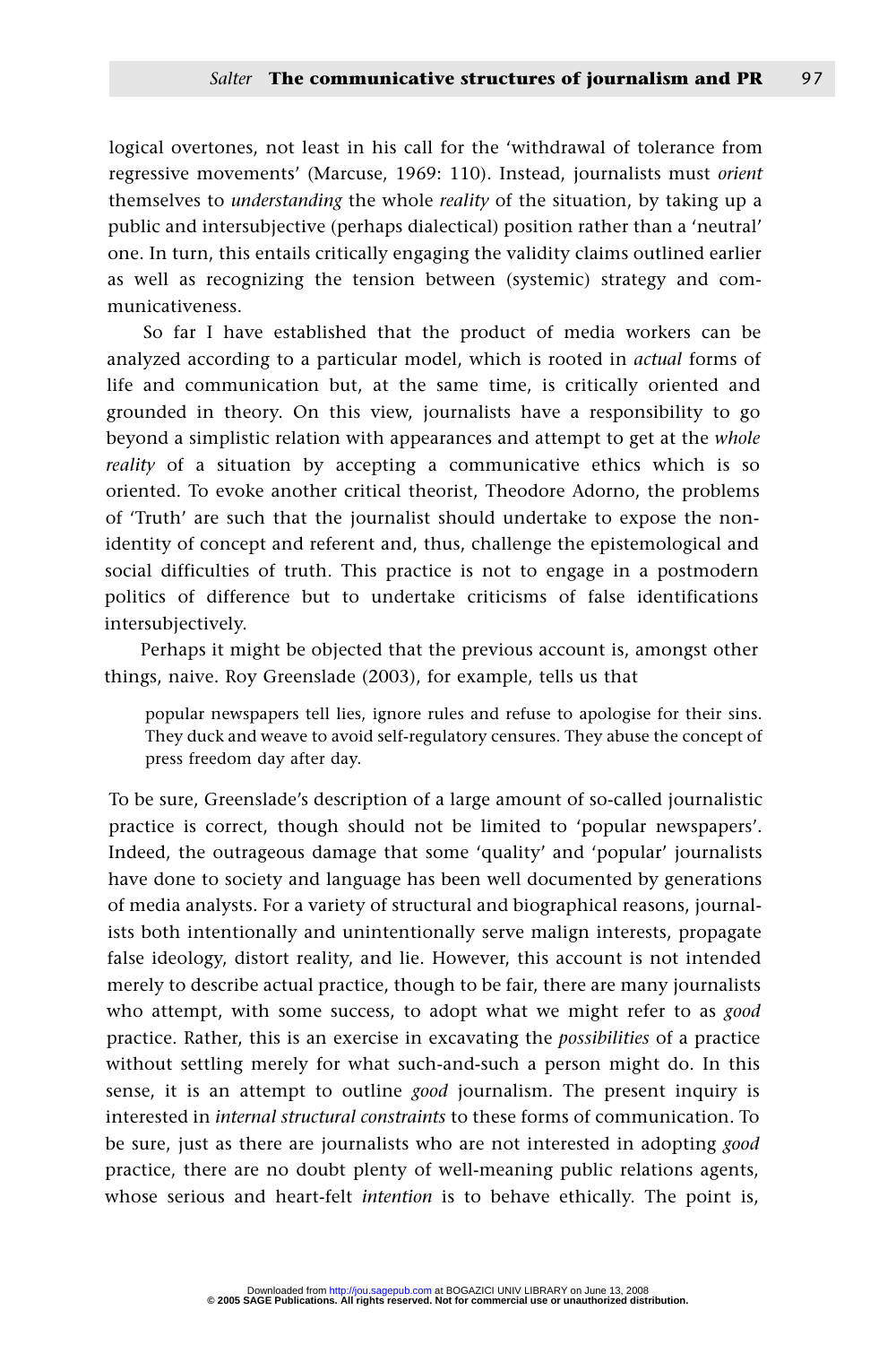logical overtones, not least in his call for the 'withdrawal of tolerance from regressive movements' (Marcuse, 1969: 110). Instead, journalists must *orient* themselves to *understanding* the whole *reality* of the situation, by taking up a public and intersubjective (perhaps dialectical) position rather than a 'neutral' one. In turn, this entails critically engaging the validity claims outlined earlier as well as recognizing the tension between (systemic) strategy and communicativeness.

So far I have established that the product of media workers can be analyzed according to a particular model, which is rooted in *actual* forms of life and communication but, at the same time, is critically oriented and grounded in theory. On this view, journalists have a responsibility to go beyond a simplistic relation with appearances and attempt to get at the *whole reality* of a situation by accepting a communicative ethics which is so oriented. To evoke another critical theorist, Theodore Adorno, the problems of 'Truth' are such that the journalist should undertake to expose the non-identity of concept and referent and, thus, challenge the epistemological and social difficulties of truth. This practice is not to engage in a postmodern politics of difference but to undertake criticisms of false identifications intersubjectively.

Perhaps it might be objected that the previous account is, amongst other things, naive. Roy Greenslade (2003), for example, tells us that

> popular newspapers tell lies, ignore rules and refuse to apologise for their sins. They duck and weave to avoid self-regulatory censures. They abuse the concept of press freedom day after day.

To be sure, Greenslade's description of a large amount of so-called journalistic practice is correct, though should not be limited to 'popular newspapers'. Indeed, the outrageous damage that some 'quality' and 'popular' journalists have done to society and language has been well documented by generations of media analysts. For a variety of structural and biographical reasons, journalists both intentionally and unintentionally serve malign interests, propagate false ideology, distort reality, and lie. However, this account is not intended merely to describe actual practice, though to be fair, there are many journalists who attempt, with some success, to adopt what we might refer to as *good* practice. Rather, this is an exercise in excavating the *possibilities* of a practice without settling merely for what such-and-such a person might do. In this sense, it is an attempt to outline *good* journalism. The present inquiry is interested in *internal structural constraints* to these forms of communication. To be sure, just as there are journalists who are not interested in adopting *good* practice, there are no doubt plenty of well-meaning public relations agents, whose serious and heart-felt *intention* is to behave ethically. The point is,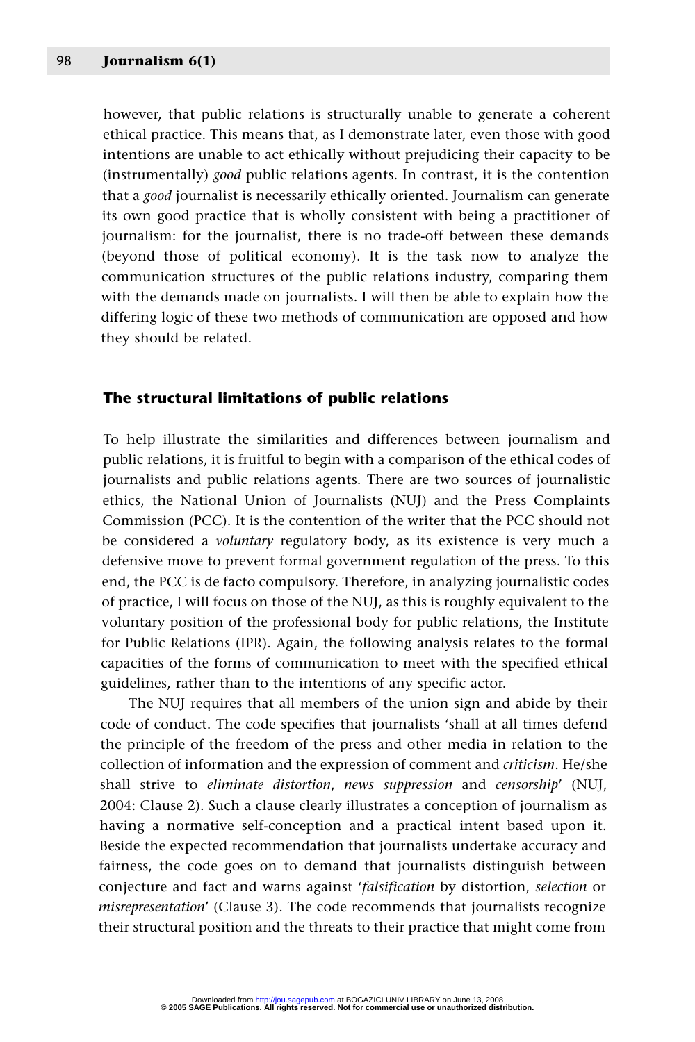however, that public relations is structurally unable to generate a coherent ethical practice. This means that, as I demonstrate later, even those with good intentions are unable to act ethically without prejudicing their capacity to be (instrumentally) *good* public relations agents. In contrast, it is the contention that a *good* journalist is necessarily ethically oriented. Journalism can generate its own good practice that is wholly consistent with being a practitioner of journalism: for the journalist, there is no trade-off between these demands (beyond those of political economy). It is the task now to analyze the communication structures of the public relations industry, comparing them with the demands made on journalists. I will then be able to explain how the differing logic of these two methods of communication are opposed and how they should be related.

## The structural limitations of public relations

To help illustrate the similarities and differences between journalism and public relations, it is fruitful to begin with a comparison of the ethical codes of journalists and public relations agents. There are two sources of journalistic ethics, the National Union of Journalists (NUJ) and the Press Complaints Commission (PCC). It is the contention of the writer that the PCC should not be considered a *voluntary* regulatory body, as its existence is very much a defensive move to prevent formal government regulation of the press. To this end, the PCC is de facto compulsory. Therefore, in analyzing journalistic codes of practice, I will focus on those of the NUJ, as this is roughly equivalent to the voluntary position of the professional body for public relations, the Institute for Public Relations (IPR). Again, the following analysis relates to the formal capacities of the forms of communication to meet with the specified ethical guidelines, rather than to the intentions of any specific actor.

The NUJ requires that all members of the union sign and abide by their code of conduct. The code specifies that journalists 'shall at all times defend the principle of the freedom of the press and other media in relation to the collection of information and the expression of comment and *criticism*. He/she shall strive to *eliminate distortion*, *news suppression* and *censorship*' (NUJ, 2004: Clause 2). Such a clause clearly illustrates a conception of journalism as having a normative self-conception and a practical intent based upon it. Beside the expected recommendation that journalists undertake accuracy and fairness, the code goes on to demand that journalists distinguish between conjecture and fact and warns against '*falsification* by distortion, *selection* or *misrepresentation*' (Clause 3). The code recommends that journalists recognize their structural position and the threats to their practice that might come from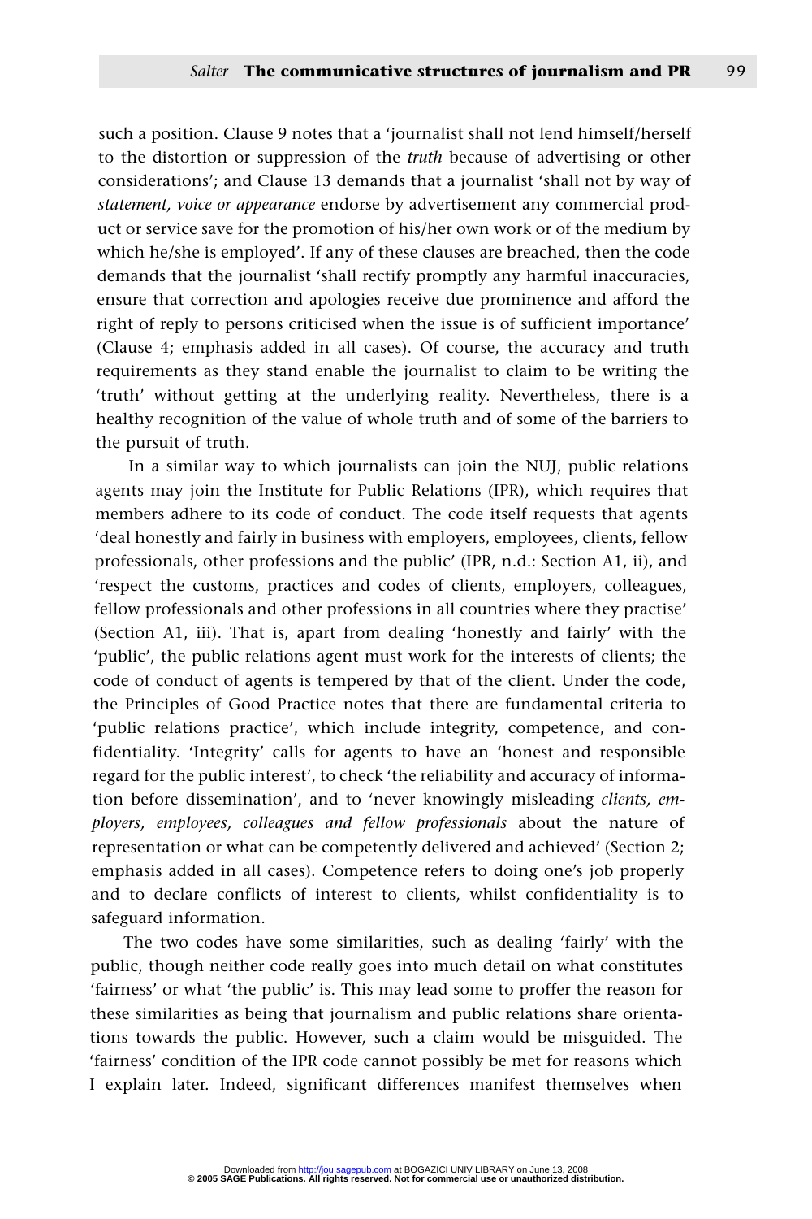such a position. Clause 9 notes that a 'journalist shall not lend himself/herself to the distortion or suppression of the *truth* because of advertising or other considerations'; and Clause 13 demands that a journalist 'shall not by way of *statement, voice or appearance* endorse by advertisement any commercial product or service save for the promotion of his/her own work or of the medium by which he/she is employed'. If any of these clauses are breached, then the code demands that the journalist 'shall rectify promptly any harmful inaccuracies, ensure that correction and apologies receive due prominence and afford the right of reply to persons criticised when the issue is of sufficient importance' (Clause 4; emphasis added in all cases). Of course, the accuracy and truth requirements as they stand enable the journalist to claim to be writing the 'truth' without getting at the underlying reality. Nevertheless, there is a healthy recognition of the value of whole truth and of some of the barriers to the pursuit of truth.

In a similar way to which journalists can join the NUJ, public relations agents may join the Institute for Public Relations (IPR), which requires that members adhere to its code of conduct. The code itself requests that agents 'deal honestly and fairly in business with employers, employees, clients, fellow professionals, other professions and the public' (IPR, n.d.: Section A1, ii), and 'respect the customs, practices and codes of clients, employers, colleagues, fellow professionals and other professions in all countries where they practise' (Section A1, iii). That is, apart from dealing 'honestly and fairly' with the 'public', the public relations agent must work for the interests of clients; the code of conduct of agents is tempered by that of the client. Under the code, the Principles of Good Practice notes that there are fundamental criteria to 'public relations practice', which include integrity, competence, and confidentiality. 'Integrity' calls for agents to have an 'honest and responsible regard for the public interest', to check 'the reliability and accuracy of information before dissemination', and to 'never knowingly misleading *clients, employers, employees, colleagues and fellow professionals* about the nature of representation or what can be competently delivered and achieved' (Section 2; emphasis added in all cases). Competence refers to doing one's job properly and to declare conflicts of interest to clients, whilst confidentiality is to safeguard information.

The two codes have some similarities, such as dealing 'fairly' with the public, though neither code really goes into much detail on what constitutes 'fairness' or what 'the public' is. This may lead some to proffer the reason for these similarities as being that journalism and public relations share orientations towards the public. However, such a claim would be misguided. The 'fairness' condition of the IPR code cannot possibly be met for reasons which I explain later. Indeed, significant differences manifest themselves when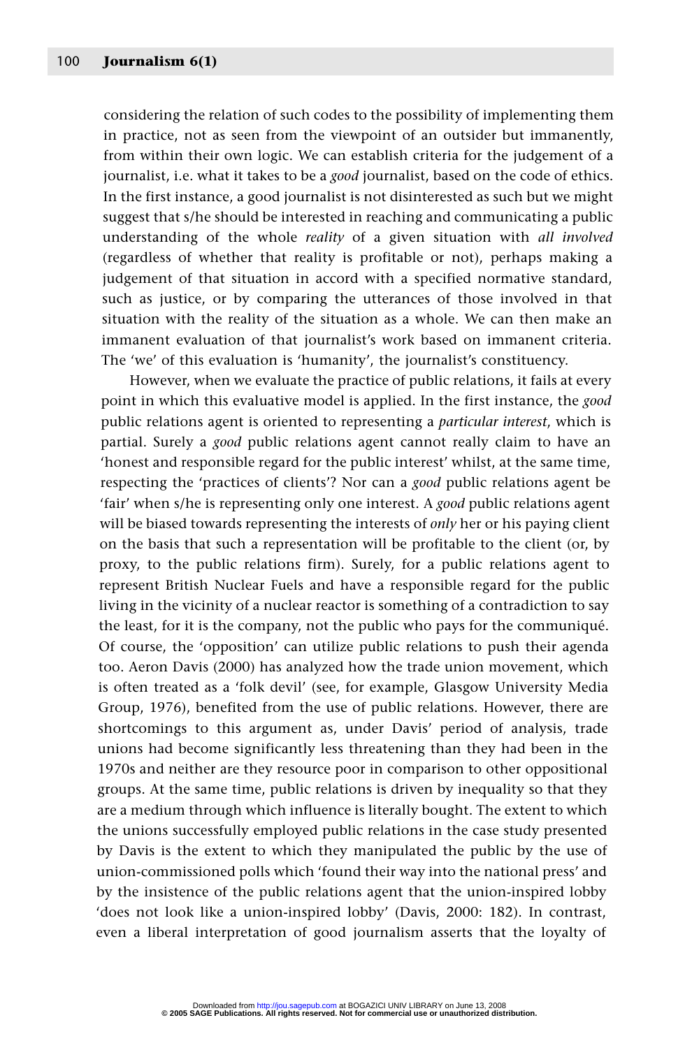considering the relation of such codes to the possibility of implementing them in practice, not as seen from the viewpoint of an outsider but immanently, from within their own logic. We can establish criteria for the judgement of a journalist, i.e. what it takes to be a *good* journalist, based on the code of ethics. In the first instance, a good journalist is not disinterested as such but we might suggest that s/he should be interested in reaching and communicating a public understanding of the whole *reality* of a given situation with *all involved* (regardless of whether that reality is profitable or not), perhaps making a judgement of that situation in accord with a specified normative standard, such as justice, or by comparing the utterances of those involved in that situation with the reality of the situation as a whole. We can then make an immanent evaluation of that journalist's work based on immanent criteria. The 'we' of this evaluation is 'humanity', the journalist's constituency.

However, when we evaluate the practice of public relations, it fails at every point in which this evaluative model is applied. In the first instance, the *good* public relations agent is oriented to representing a *particular interest*, which is partial. Surely a *good* public relations agent cannot really claim to have an 'honest and responsible regard for the public interest' whilst, at the same time, respecting the 'practices of clients'? Nor can a *good* public relations agent be 'fair' when s/he is representing only one interest. A *good* public relations agent will be biased towards representing the interests of *only* her or his paying client on the basis that such a representation will be profitable to the client (or, by proxy, to the public relations firm). Surely, for a public relations agent to represent British Nuclear Fuels and have a responsible regard for the public living in the vicinity of a nuclear reactor is something of a contradiction to say the least, for it is the company, not the public who pays for the communiqué. Of course, the 'opposition' can utilize public relations to push their agenda too. Aeron Davis (2000) has analyzed how the trade union movement, which is often treated as a 'folk devil' (see, for example, Glasgow University Media Group, 1976), benefited from the use of public relations. However, there are shortcomings to this argument as, under Davis' period of analysis, trade unions had become significantly less threatening than they had been in the 1970s and neither are they resource poor in comparison to other oppositional groups. At the same time, public relations is driven by inequality so that they are a medium through which influence is literally bought. The extent to which the unions successfully employed public relations in the case study presented by Davis is the extent to which they manipulated the public by the use of union-commissioned polls which 'found their way into the national press' and by the insistence of the public relations agent that the union-inspired lobby 'does not look like a union-inspired lobby' (Davis, 2000: 182). In contrast, even a liberal interpretation of good journalism asserts that the loyalty of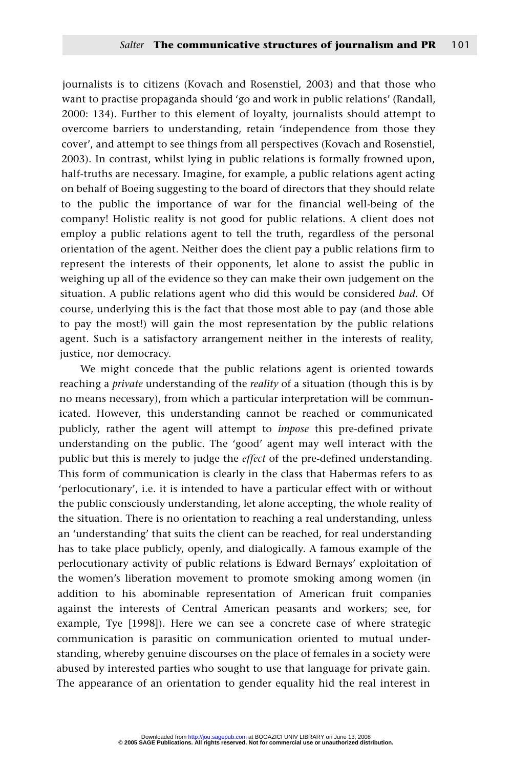journalists is to citizens (Kovach and Rosenstiel, 2003) and that those who want to practise propaganda should 'go and work in public relations' (Randall, 2000: 134). Further to this element of loyalty, journalists should attempt to overcome barriers to understanding, retain 'independence from those they cover', and attempt to see things from all perspectives (Kovach and Rosenstiel, 2003). In contrast, whilst lying in public relations is formally frowned upon, half-truths are necessary. Imagine, for example, a public relations agent acting on behalf of Boeing suggesting to the board of directors that they should relate to the public the importance of war for the financial well-being of the company! Holistic reality is not good for public relations. A client does not employ a public relations agent to tell the truth, regardless of the personal orientation of the agent. Neither does the client pay a public relations firm to represent the interests of their opponents, let alone to assist the public in weighing up all of the evidence so they can make their own judgement on the situation. A public relations agent who did this would be considered *bad*. Of course, underlying this is the fact that those most able to pay (and those able to pay the most!) will gain the most representation by the public relations agent. Such is a satisfactory arrangement neither in the interests of reality, justice, nor democracy.

We might concede that the public relations agent is oriented towards reaching a *private* understanding of the *reality* of a situation (though this is by no means necessary), from which a particular interpretation will be communicated. However, this understanding cannot be reached or communicated publicly, rather the agent will attempt to *impose* this pre-defined private understanding on the public. The 'good' agent may well interact with the public but this is merely to judge the *effect* of the pre-defined understanding. This form of communication is clearly in the class that Habermas refers to as 'perlocutionary', i.e. it is intended to have a particular effect with or without the public consciously understanding, let alone accepting, the whole reality of the situation. There is no orientation to reaching a real understanding, unless an 'understanding' that suits the client can be reached, for real understanding has to take place publicly, openly, and dialogically. A famous example of the perlocutionary activity of public relations is Edward Bernays' exploitation of the women's liberation movement to promote smoking among women (in addition to his abominable representation of American fruit companies against the interests of Central American peasants and workers; see, for example, Tye [1998]). Here we can see a concrete case of where strategic communication is parasitic on communication oriented to mutual understanding, whereby genuine discourses on the place of females in a society were abused by interested parties who sought to use that language for private gain. The appearance of an orientation to gender equality hid the real interest in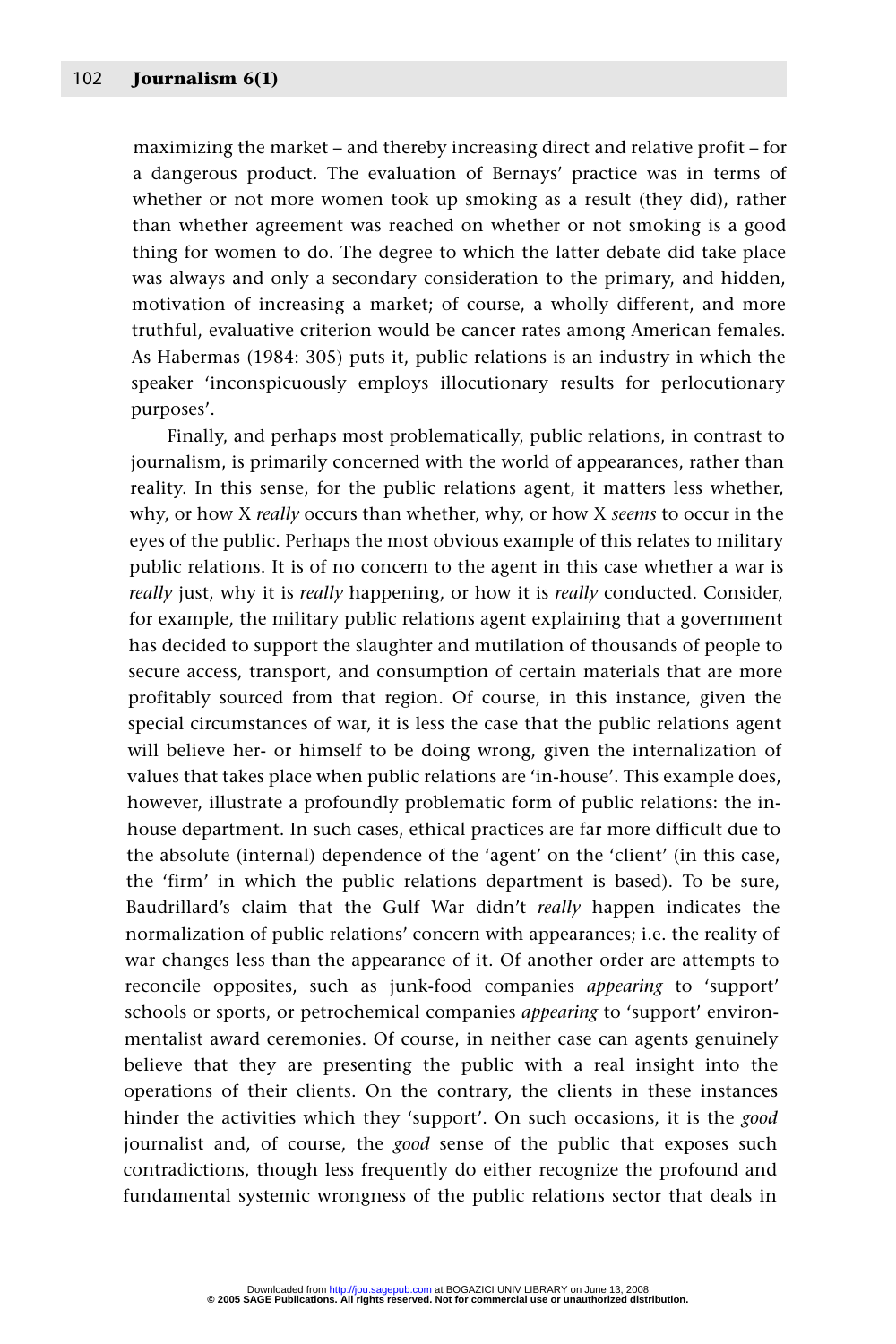maximizing the market – and thereby increasing direct and relative profit – for a dangerous product. The evaluation of Bernays' practice was in terms of whether or not more women took up smoking as a result (they did), rather than whether agreement was reached on whether or not smoking is a good thing for women to do. The degree to which the latter debate did take place was always and only a secondary consideration to the primary, and hidden, motivation of increasing a market; of course, a wholly different, and more truthful, evaluative criterion would be cancer rates among American females. As Habermas (1984: 305) puts it, public relations is an industry in which the speaker 'inconspicuously employs illocutionary results for perlocutionary purposes'.

Finally, and perhaps most problematically, public relations, in contrast to journalism, is primarily concerned with the world of appearances, rather than reality. In this sense, for the public relations agent, it matters less whether, why, or how X *really* occurs than whether, why, or how X *seems* to occur in the eyes of the public. Perhaps the most obvious example of this relates to military public relations. It is of no concern to the agent in this case whether a war is *really* just, why it is *really* happening, or how it is *really* conducted. Consider, for example, the military public relations agent explaining that a government has decided to support the slaughter and mutilation of thousands of people to secure access, transport, and consumption of certain materials that are more profitably sourced from that region. Of course, in this instance, given the special circumstances of war, it is less the case that the public relations agent will believe her- or himself to be doing wrong, given the internalization of values that takes place when public relations are 'in-house'. This example does, however, illustrate a profoundly problematic form of public relations: the in-house department. In such cases, ethical practices are far more difficult due to the absolute (internal) dependence of the 'agent' on the 'client' (in this case, the 'firm' in which the public relations department is based). To be sure, Baudrillard's claim that the Gulf War didn't *really* happen indicates the normalization of public relations' concern with appearances; i.e. the reality of war changes less than the appearance of it. Of another order are attempts to reconcile opposites, such as junk-food companies *appearing* to 'support' schools or sports, or petrochemical companies *appearing* to 'support' environmentalist award ceremonies. Of course, in neither case can agents genuinely believe that they are presenting the public with a real insight into the operations of their clients. On the contrary, the clients in these instances hinder the activities which they 'support'. On such occasions, it is the *good* journalist and, of course, the *good* sense of the public that exposes such contradictions, though less frequently do either recognize the profound and fundamental systemic wrongness of the public relations sector that deals in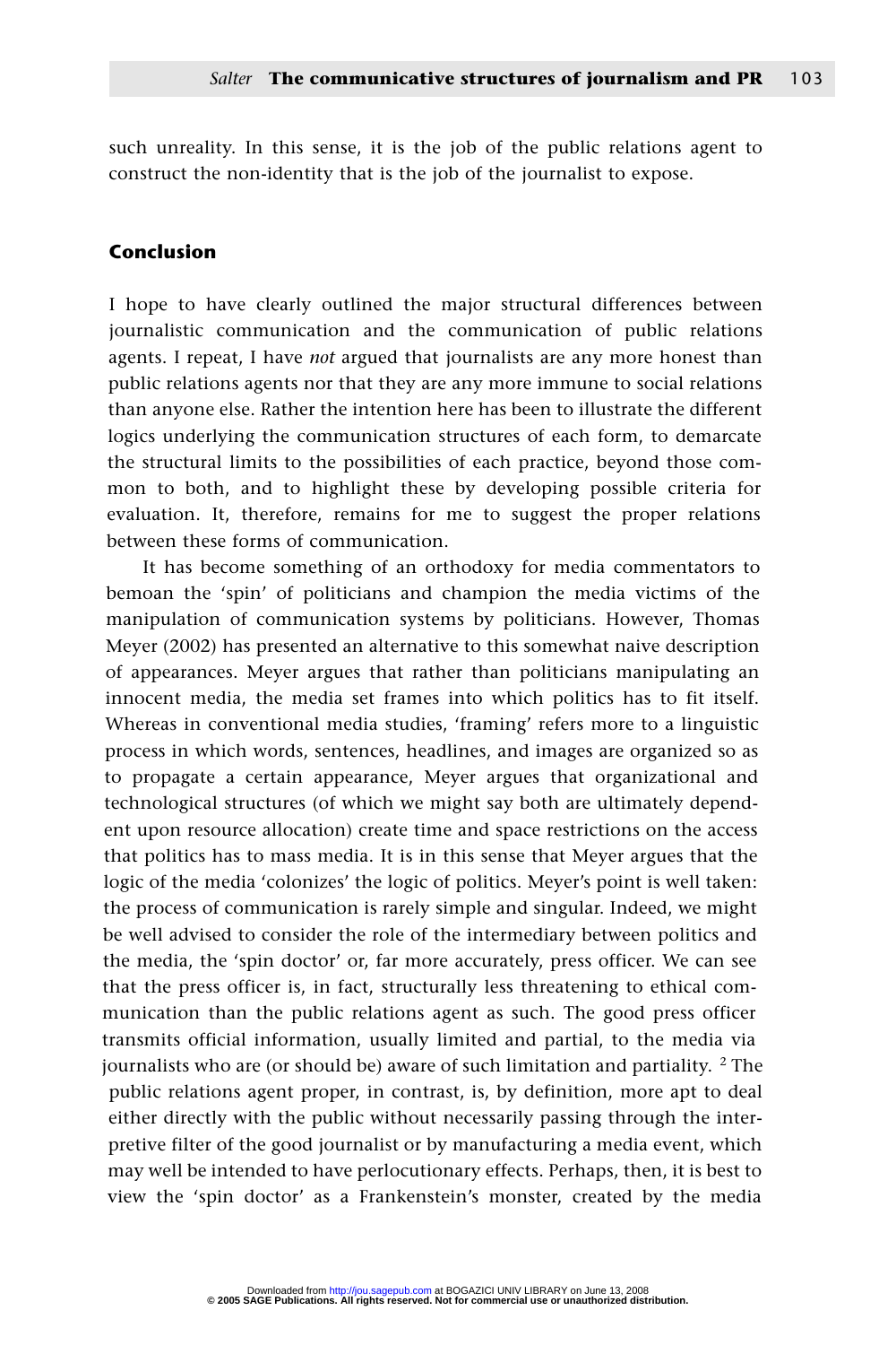such unreality. In this sense, it is the job of the public relations agent to construct the non-identity that is the job of the journalist to expose.

## Conclusion

I hope to have clearly outlined the major structural differences between journalistic communication and the communication of public relations agents. I repeat, I have *not* argued that journalists are any more honest than public relations agents nor that they are any more immune to social relations than anyone else. Rather the intention here has been to illustrate the different logics underlying the communication structures of each form, to demarcate the structural limits to the possibilities of each practice, beyond those common to both, and to highlight these by developing possible criteria for evaluation. It, therefore, remains for me to suggest the proper relations between these forms of communication.

It has become something of an orthodoxy for media commentators to bemoan the 'spin' of politicians and champion the media victims of the manipulation of communication systems by politicians. However, Thomas Meyer (2002) has presented an alternative to this somewhat naive description of appearances. Meyer argues that rather than politicians manipulating an innocent media, the media set frames into which politics has to fit itself. Whereas in conventional media studies, 'framing' refers more to a linguistic process in which words, sentences, headlines, and images are organized so as to propagate a certain appearance, Meyer argues that organizational and technological structures (of which we might say both are ultimately dependent upon resource allocation) create time and space restrictions on the access that politics has to mass media. It is in this sense that Meyer argues that the logic of the media 'colonizes' the logic of politics. Meyer's point is well taken: the process of communication is rarely simple and singular. Indeed, we might be well advised to consider the role of the intermediary between politics and the media, the 'spin doctor' or, far more accurately, press officer. We can see that the press officer is, in fact, structurally less threatening to ethical communication than the public relations agent as such. The good press officer transmits official information, usually limited and partial, to the media via journalists who are (or should be) aware of such limitation and partiality. [2] The public relations agent proper, in contrast, is, by definition, more apt to deal either directly with the public without necessarily passing through the interpretive filter of the good journalist or by manufacturing a media event, which may well be intended to have perlocutionary effects. Perhaps, then, it is best to view the 'spin doctor' as a Frankenstein's monster, created by the media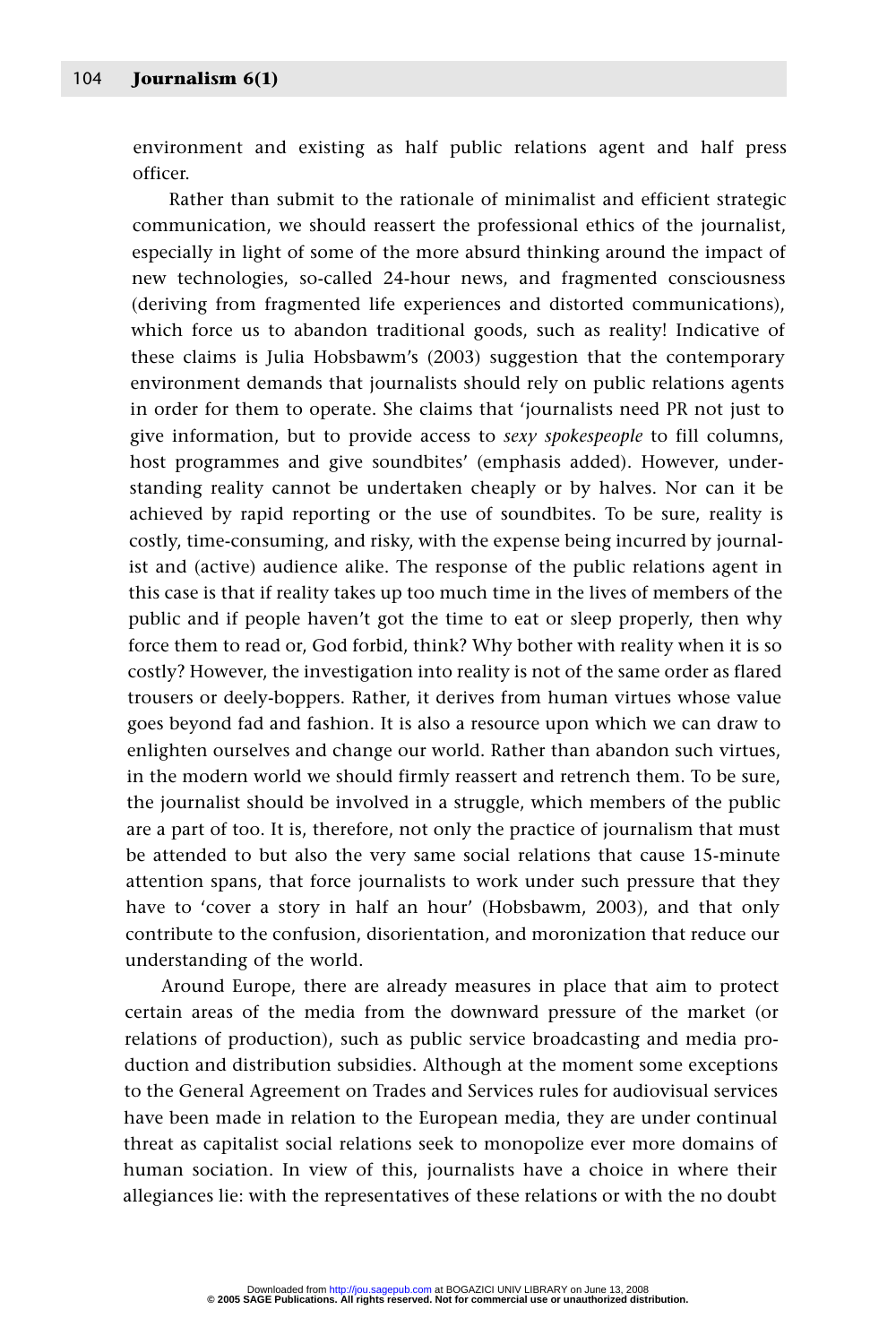environment and existing as half public relations agent and half press officer.

Rather than submit to the rationale of minimalist and efficient strategic communication, we should reassert the professional ethics of the journalist, especially in light of some of the more absurd thinking around the impact of new technologies, so-called 24-hour news, and fragmented consciousness (deriving from fragmented life experiences and distorted communications), which force us to abandon traditional goods, such as reality! Indicative of these claims is Julia Hobsbawm's (2003) suggestion that the contemporary environment demands that journalists should rely on public relations agents in order for them to operate. She claims that 'journalists need PR not just to give information, but to provide access to *sexy spokespeople* to fill columns, host programmes and give soundbites' (emphasis added). However, understanding reality cannot be undertaken cheaply or by halves. Nor can it be achieved by rapid reporting or the use of soundbites. To be sure, reality is costly, time-consuming, and risky, with the expense being incurred by journalist and (active) audience alike. The response of the public relations agent in this case is that if reality takes up too much time in the lives of members of the public and if people haven't got the time to eat or sleep properly, then why force them to read or, God forbid, think? Why bother with reality when it is so costly? However, the investigation into reality is not of the same order as flared trousers or deely-boppers. Rather, it derives from human virtues whose value goes beyond fad and fashion. It is also a resource upon which we can draw to enlighten ourselves and change our world. Rather than abandon such virtues, in the modern world we should firmly reassert and retrench them. To be sure, the journalist should be involved in a struggle, which members of the public are a part of too. It is, therefore, not only the practice of journalism that must be attended to but also the very same social relations that cause 15-minute attention spans, that force journalists to work under such pressure that they have to 'cover a story in half an hour' (Hobsbawm, 2003), and that only contribute to the confusion, disorientation, and moronization that reduce our understanding of the world.

Around Europe, there are already measures in place that aim to protect certain areas of the media from the downward pressure of the market (or relations of production), such as public service broadcasting and media production and distribution subsidies. Although at the moment some exceptions to the General Agreement on Trades and Services rules for audiovisual services have been made in relation to the European media, they are under continual threat as capitalist social relations seek to monopolize ever more domains of human sociation. In view of this, journalists have a choice in where their allegiances lie: with the representatives of these relations or with the no doubt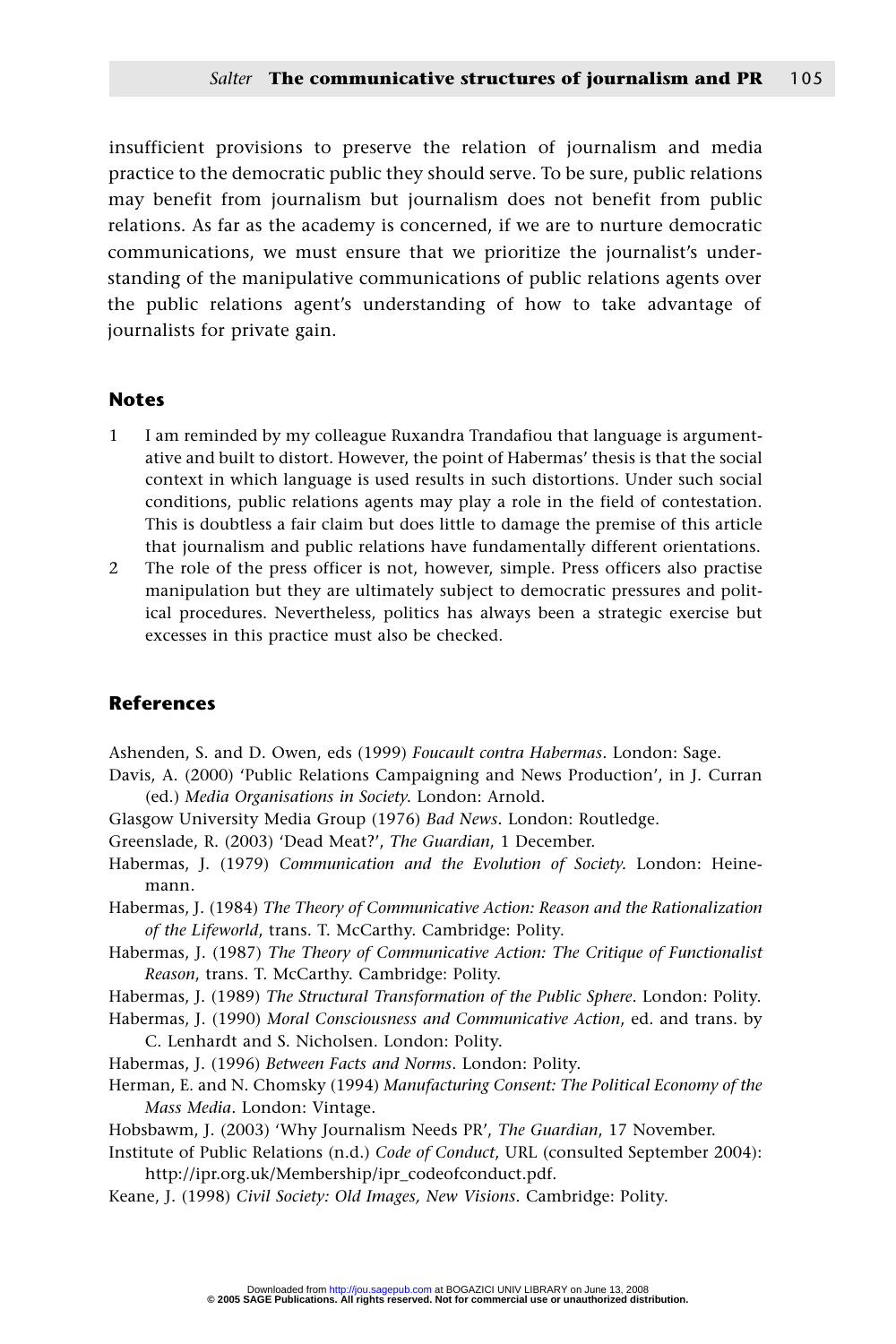insufficient provisions to preserve the relation of journalism and media practice to the democratic public they should serve. To be sure, public relations may benefit from journalism but journalism does not benefit from public relations. As far as the academy is concerned, if we are to nurture democratic communications, we must ensure that we prioritize the journalist's understanding of the manipulative communications of public relations agents over the public relations agent's understanding of how to take advantage of journalists for private gain.

## Notes

1 I am reminded by my colleague Ruxandra Trandafiou that language is argumentative and built to distort. However, the point of Habermas' thesis is that the social context in which language is used results in such distortions. Under such social conditions, public relations agents may play a role in the field of contestation. This is doubtless a fair claim but does little to damage the premise of this article that journalism and public relations have fundamentally different orientations.

2 The role of the press officer is not, however, simple. Press officers also practise manipulation but they are ultimately subject to democratic pressures and political procedures. Nevertheless, politics has always been a strategic exercise but excesses in this practice must also be checked.

## References

Ashenden, S. and D. Owen, eds (1999) *Foucault contra Habermas*. London: Sage.

Davis, A. (2000) 'Public Relations Campaigning and News Production', in J. Curran (ed.) *Media Organisations in Society*. London: Arnold.

Glasgow University Media Group (1976) *Bad News*. London: Routledge.

Greenslade, R. (2003) 'Dead Meat?', *The Guardian*, 1 December.

Habermas, J. (1979) *Communication and the Evolution of Society*. London: Heinemann.

Habermas, J. (1984) *The Theory of Communicative Action: Reason and the Rationalization of the Lifeworld*, trans. T. McCarthy. Cambridge: Polity.

Habermas, J. (1987) *The Theory of Communicative Action: The Critique of Functionalist Reason*, trans. T. McCarthy. Cambridge: Polity.

Habermas, J. (1989) *The Structural Transformation of the Public Sphere*. London: Polity.

Habermas, J. (1990) *Moral Consciousness and Communicative Action*, ed. and trans. by C. Lenhardt and S. Nicholsen. London: Polity.

Habermas, J. (1996) *Between Facts and Norms*. London: Polity.

Herman, E. and N. Chomsky (1994) *Manufacturing Consent: The Political Economy of the Mass Media*. London: Vintage.

Hobsbawm, J. (2003) 'Why Journalism Needs PR', *The Guardian*, 17 November.

Institute of Public Relations (n.d.) *Code of Conduct*, URL (consulted September 2004): http://ipr.org.uk/Membership/ipr_codeofconduct.pdf.

Keane, J. (1998) *Civil Society: Old Images, New Visions*. Cambridge: Polity.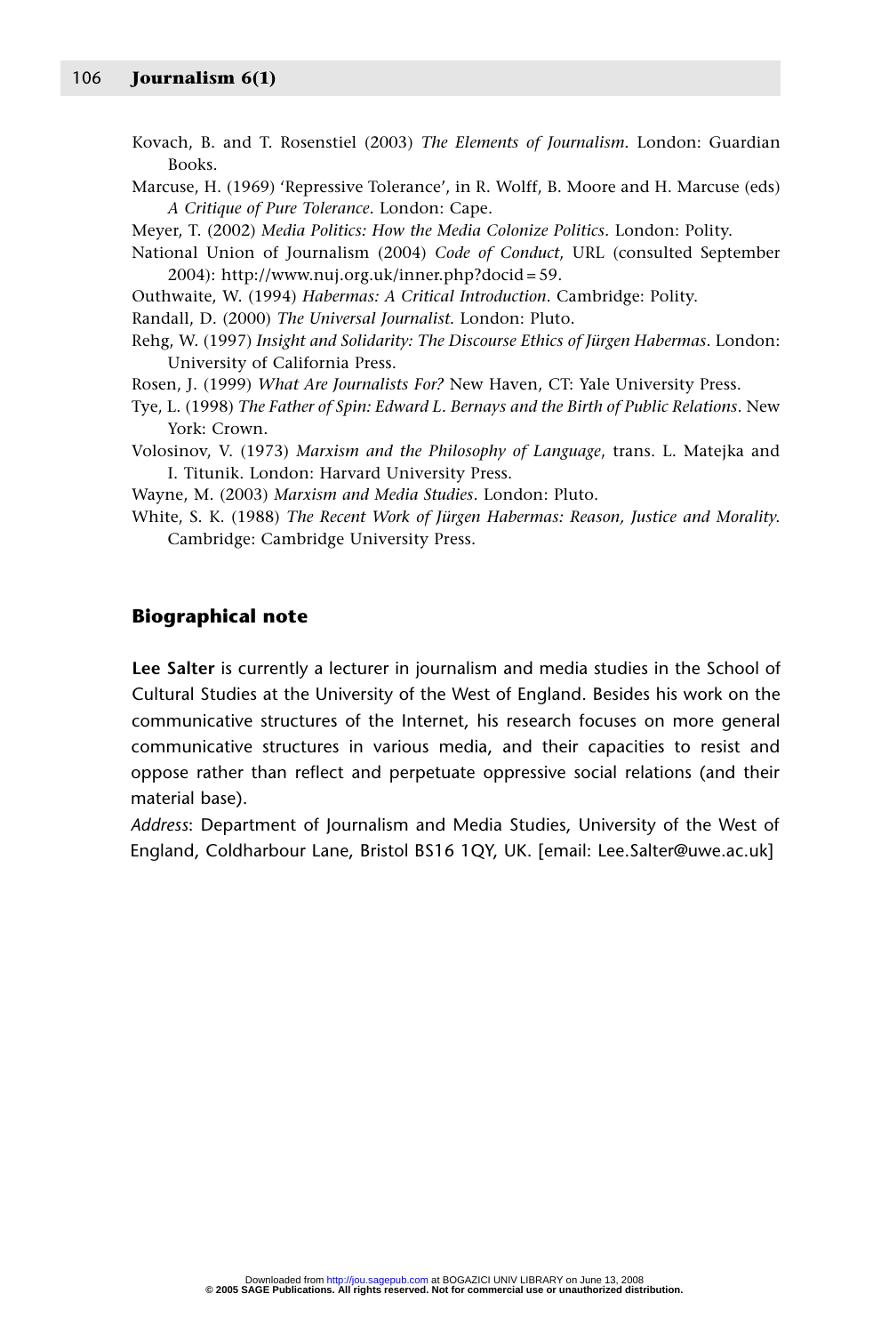Kovach, B. and T. Rosenstiel (2003) *The Elements of Journalism*. London: Guardian Books.

Marcuse, H. (1969) 'Repressive Tolerance', in R. Wolff, B. Moore and H. Marcuse (eds) *A Critique of Pure Tolerance*. London: Cape.

Meyer, T. (2002) *Media Politics: How the Media Colonize Politics*. London: Polity.

National Union of Journalism (2004) *Code of Conduct*, URL (consulted September 2004): http://www.nuj.org.uk/inner.php?docid = 59.

Outhwaite, W. (1994) *Habermas: A Critical Introduction*. Cambridge: Polity.

Randall, D. (2000) *The Universal Journalist*. London: Pluto.

Rehg, W. (1997) *Insight and Solidarity: The Discourse Ethics of Jürgen Habermas*. London: University of California Press.

Rosen, J. (1999) *What Are Journalists For?* New Haven, CT: Yale University Press.

Tye, L. (1998) *The Father of Spin: Edward L. Bernays and the Birth of Public Relations*. New York: Crown.

Volosinov, V. (1973) *Marxism and the Philosophy of Language*, trans. L. Matejka and I. Titunik. London: Harvard University Press.

Wayne, M. (2003) *Marxism and Media Studies*. London: Pluto.

White, S. K. (1988) *The Recent Work of Jürgen Habermas: Reason, Justice and Morality*. Cambridge: Cambridge University Press.

## Biographical note

**Lee Salter** is currently a lecturer in journalism and media studies in the School of Cultural Studies at the University of the West of England. Besides his work on the communicative structures of the Internet, his research focuses on more general communicative structures in various media, and their capacities to resist and oppose rather than reflect and perpetuate oppressive social relations (and their material base).

*Address*: Department of Journalism and Media Studies, University of the West of England, Coldharbour Lane, Bristol BS16 1QY, UK. [email: Lee.Salter@uwe.ac.uk]